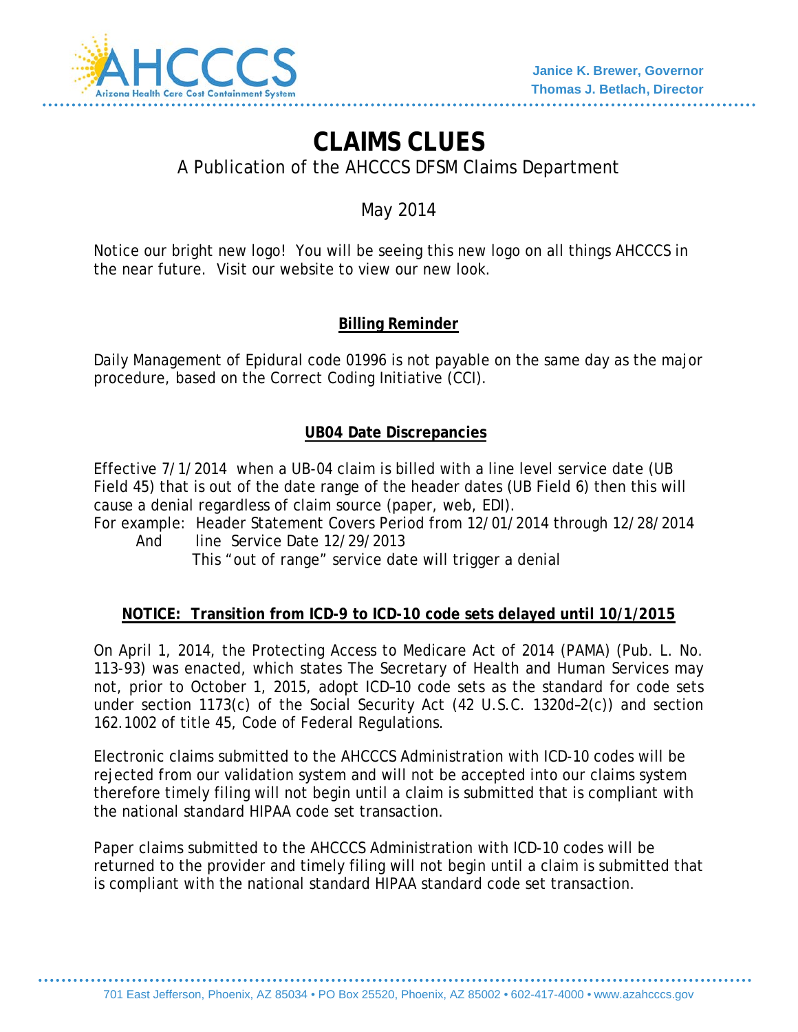Janice K. Brewer, Governor
Thomas J. Betlach, Director

# CLAIMS CLUES

A Publication of the AHCCCS DFSM Claims Department

May 2014

Notice our bright new logo! You will be seeing this new logo on all things AHCCCS in the near future. Visit our website to view our new look.

## Billing Reminder

Daily Management of Epidural code 01996 is not payable on the same day as the major procedure, based on the Correct Coding Initiative (CCI).

## UB04 Date Discrepancies

Effective 7/1/2014 when a UB-04 claim is billed with a line level service date (UB Field 45) that is out of the date range of the header dates (UB Field 6) then this will cause a denial regardless of claim source (paper, web, EDI).

For example: Header Statement Covers Period from 12/01/2014 through 12/28/2014
And line Service Date 12/29/2013
This "out of range" service date will trigger a denial

## NOTICE: Transition from ICD-9 to ICD-10 code sets delayed until 10/1/2015

On April 1, 2014, the Protecting Access to Medicare Act of 2014 (PAMA) (Pub. L. No. 113-93) was enacted, which states The Secretary of Health and Human Services may not, prior to October 1, 2015, adopt ICD–10 code sets as the standard for code sets under section 1173(c) of the Social Security Act (42 U.S.C. 1320d–2(c)) and section 162.1002 of title 45, Code of Federal Regulations.

Electronic claims submitted to the AHCCCS Administration with ICD-10 codes will be rejected from our validation system and will not be accepted into our claims system therefore timely filing will not begin until a claim is submitted that is compliant with the national standard HIPAA code set transaction.

Paper claims submitted to the AHCCCS Administration with ICD-10 codes will be returned to the provider and timely filing will not begin until a claim is submitted that is compliant with the national standard HIPAA standard code set transaction.

701 East Jefferson, Phoenix, AZ 85034 • PO Box 25520, Phoenix, AZ 85002 • 602-417-4000 • www.azahcccs.gov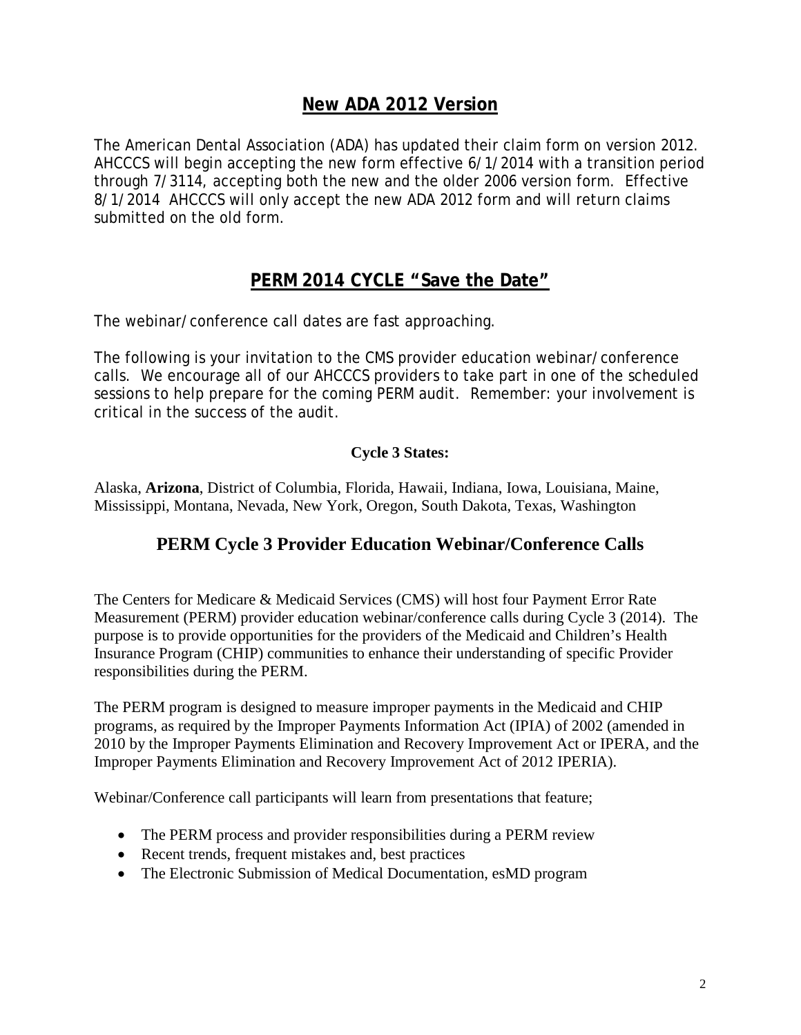## **New ADA 2012 Version**

The American Dental Association (ADA) has updated their claim form on version 2012. AHCCCS will begin accepting the new form effective 6/1/2014 with a transition period through 7/3114, accepting both the new and the older 2006 version form. Effective 8/1/2014 AHCCCS will only accept the new ADA 2012 form and will return claims submitted on the old form.

## **PERM 2014 CYCLE "Save the Date"**

The webinar/conference call dates are fast approaching.

The following is your invitation to the CMS provider education webinar/conference calls. We encourage all of our AHCCCS providers to take part in one of the scheduled sessions to help prepare for the coming PERM audit. Remember: your involvement is critical in the success of the audit.

**Cycle 3 States:**

Alaska, **Arizona**, District of Columbia, Florida, Hawaii, Indiana, Iowa, Louisiana, Maine, Mississippi, Montana, Nevada, New York, Oregon, South Dakota, Texas, Washington

## **PERM Cycle 3 Provider Education Webinar/Conference Calls**

The Centers for Medicare & Medicaid Services (CMS) will host four Payment Error Rate Measurement (PERM) provider education webinar/conference calls during Cycle 3 (2014). The purpose is to provide opportunities for the providers of the Medicaid and Children's Health Insurance Program (CHIP) communities to enhance their understanding of specific Provider responsibilities during the PERM.

The PERM program is designed to measure improper payments in the Medicaid and CHIP programs, as required by the Improper Payments Information Act (IPIA) of 2002 (amended in 2010 by the Improper Payments Elimination and Recovery Improvement Act or IPERA, and the Improper Payments Elimination and Recovery Improvement Act of 2012 IPERIA).

Webinar/Conference call participants will learn from presentations that feature;

- The PERM process and provider responsibilities during a PERM review
- Recent trends, frequent mistakes and, best practices
- The Electronic Submission of Medical Documentation, esMD program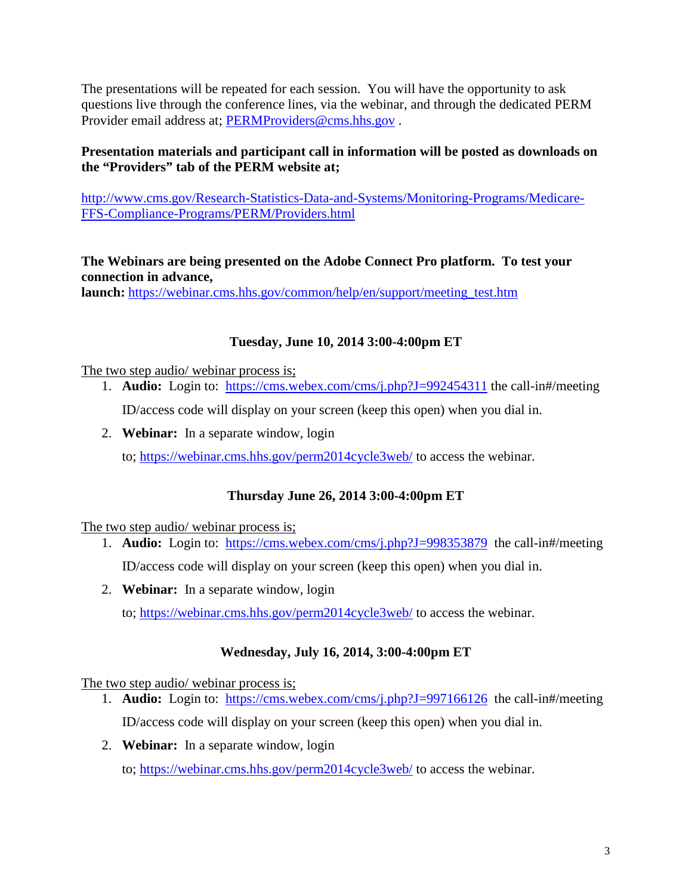The presentations will be repeated for each session. You will have the opportunity to ask questions live through the conference lines, via the webinar, and through the dedicated PERM Provider email address at; PERMProviders@cms.hhs.gov .

**Presentation materials and participant call in information will be posted as downloads on the "Providers" tab of the PERM website at;**

http://www.cms.gov/Research-Statistics-Data-and-Systems/Monitoring-Programs/Medicare-FFS-Compliance-Programs/PERM/Providers.html

**The Webinars are being presented on the Adobe Connect Pro platform. To test your connection in advance,**
**launch:** https://webinar.cms.hhs.gov/common/help/en/support/meeting_test.htm

**Tuesday, June 10, 2014 3:00-4:00pm ET**

The two step audio/ webinar process is;

1. **Audio:** Login to: https://cms.webex.com/cms/j.php?J=992454311 the call-in#/meeting ID/access code will display on your screen (keep this open) when you dial in.
2. **Webinar:** In a separate window, login to; https://webinar.cms.hhs.gov/perm2014cycle3web/ to access the webinar.

**Thursday June 26, 2014 3:00-4:00pm ET**

The two step audio/ webinar process is;

1. **Audio:** Login to: https://cms.webex.com/cms/j.php?J=998353879 the call-in#/meeting ID/access code will display on your screen (keep this open) when you dial in.
2. **Webinar:** In a separate window, login to; https://webinar.cms.hhs.gov/perm2014cycle3web/ to access the webinar.

**Wednesday, July 16, 2014, 3:00-4:00pm ET**

The two step audio/ webinar process is;

1. **Audio:** Login to: https://cms.webex.com/cms/j.php?J=997166126 the call-in#/meeting ID/access code will display on your screen (keep this open) when you dial in.
2. **Webinar:** In a separate window, login to; https://webinar.cms.hhs.gov/perm2014cycle3web/ to access the webinar.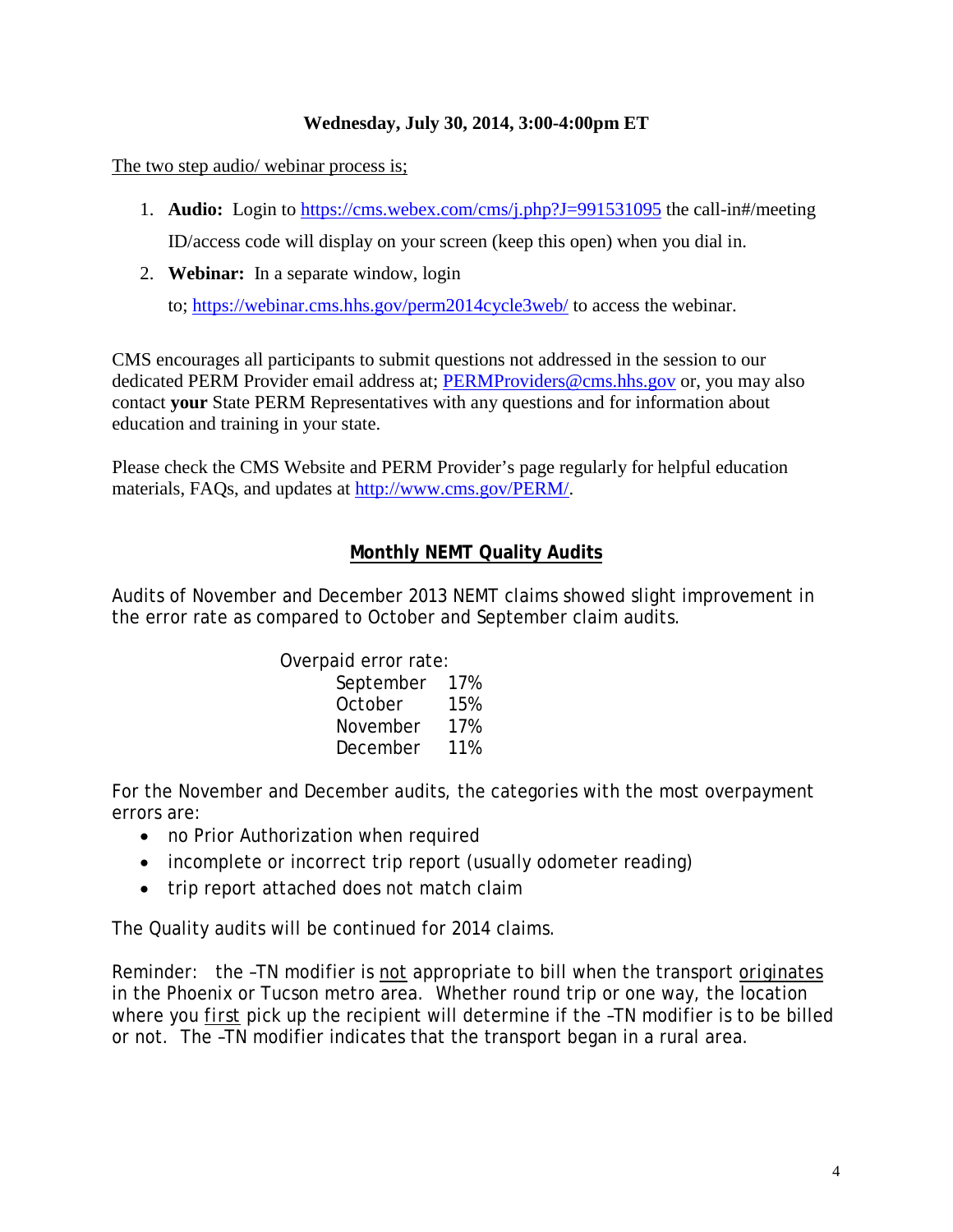**Wednesday, July 30, 2014, 3:00-4:00pm ET**

The two step audio/ webinar process is;

1. **Audio:** Login to https://cms.webex.com/cms/j.php?J=991531095 the call-in#/meeting ID/access code will display on your screen (keep this open) when you dial in.
2. **Webinar:** In a separate window, login to; https://webinar.cms.hhs.gov/perm2014cycle3web/ to access the webinar.

CMS encourages all participants to submit questions not addressed in the session to our dedicated PERM Provider email address at; PERMProviders@cms.hhs.gov or, you may also contact **your** State PERM Representatives with any questions and for information about education and training in your state.

Please check the CMS Website and PERM Provider's page regularly for helpful education materials, FAQs, and updates at http://www.cms.gov/PERM/.

## Monthly NEMT Quality Audits

Audits of November and December 2013 NEMT claims showed slight improvement in the error rate as compared to October and September claim audits.

Overpaid error rate:

| Month | Rate |
|---|---|
| September | 17% |
| October | 15% |
| November | 17% |
| December | 11% |

For the November and December audits, the categories with the most overpayment errors are:

- no Prior Authorization when required
- incomplete or incorrect trip report (usually odometer reading)
- trip report attached does not match claim

The Quality audits will be continued for 2014 claims.

Reminder: the –TN modifier is not appropriate to bill when the transport originates in the Phoenix or Tucson metro area. Whether round trip or one way, the location where you first pick up the recipient will determine if the –TN modifier is to be billed or not. The –TN modifier indicates that the transport began in a rural area.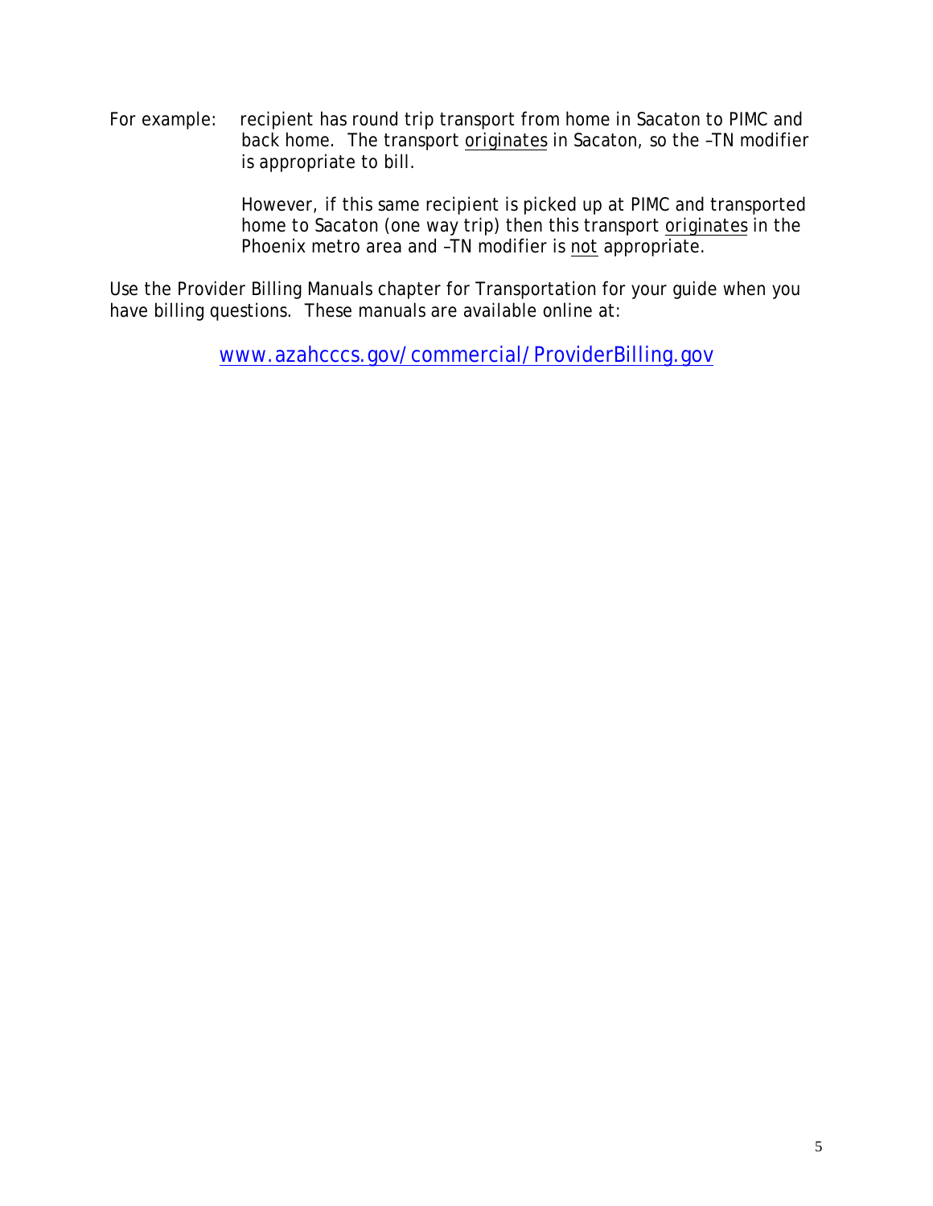For example: recipient has round trip transport from home in Sacaton to PIMC and back home. The transport <u>originates</u> in Sacaton, so the –TN modifier is appropriate to bill.

However, if this same recipient is picked up at PIMC and transported home to Sacaton (one way trip) then this transport <u>originates</u> in the Phoenix metro area and –TN modifier is <u>not</u> appropriate.

Use the Provider Billing Manuals chapter for Transportation for your guide when you have billing questions. These manuals are available online at:

[www.azahcccs.gov/commercial/ProviderBilling.gov](www.azahcccs.gov/commercial/ProviderBilling.gov)